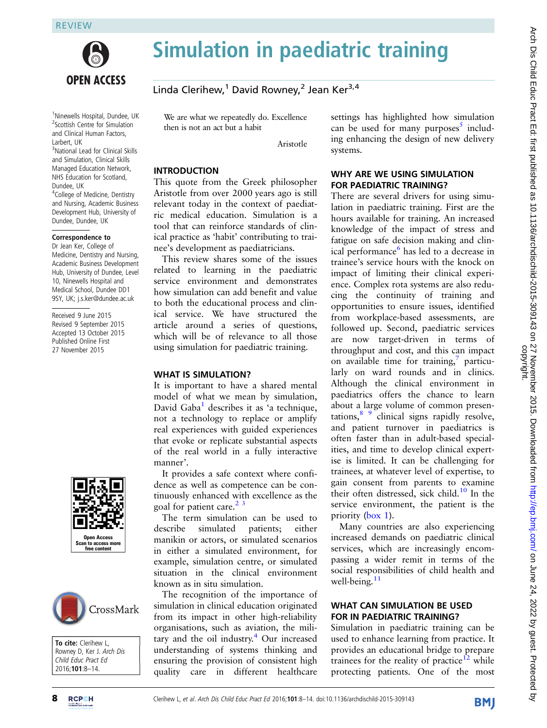REVIEW

# Simulation in paediatric training

Linda Clerihew,[1] David Rowney,[2] Jean Ker[3,4]

[1]Ninewells Hospital, Dundee, UK
[2]Scottish Centre for Simulation and Clinical Human Factors, Larbert, UK
[3]National Lead for Clinical Skills and Simulation, Clinical Skills Managed Education Network, NHS Education for Scotland, Dundee, UK
[4]College of Medicine, Dentistry and Nursing, Academic Business Development Hub, University of Dundee, Dundee, UK

**Correspondence to**
Dr Jean Ker, College of Medicine, Dentistry and Nursing, Academic Business Development Hub, University of Dundee, Level 10, Ninewells Hospital and Medical School, Dundee DD1 9SY, UK; j.s.ker@dundee.ac.uk

Received 9 June 2015
Revised 9 September 2015
Accepted 13 October 2015
Published Online First 27 November 2015

**To cite:** Clerihew L, Rowney D, Ker J. *Arch Dis Child Educ Pract Ed* 2016;**101**:8–14.

> We are what we repeatedly do. Excellence then is not an act but a habit
>
> Aristotle

## INTRODUCTION

This quote from the Greek philosopher Aristotle from over 2000 years ago is still relevant today in the context of paediatric medical education. Simulation is a tool that can reinforce standards of clinical practice as 'habit' contributing to trainee's development as paediatricians.

This review shares some of the issues related to learning in the paediatric service environment and demonstrates how simulation can add benefit and value to both the educational process and clinical service. We have structured the article around a series of questions, which will be of relevance to all those using simulation for paediatric training.

## WHAT IS SIMULATION?

It is important to have a shared mental model of what we mean by simulation, David Gaba[1] describes it as 'a technique, not a technology to replace or amplify real experiences with guided experiences that evoke or replicate substantial aspects of the real world in a fully interactive manner'.

It provides a safe context where confidence as well as competence can be continuously enhanced with excellence as the goal for patient care.[2,3]

The term simulation can be used to describe simulated patients; either manikin or actors, or simulated scenarios in either a simulated environment, for example, simulation centre, or simulated situation in the clinical environment known as in situ simulation.

The recognition of the importance of simulation in clinical education originated from its impact in other high-reliability organisations, such as aviation, the military and the oil industry.[4] Our increased understanding of systems thinking and ensuring the provision of consistent high quality care in different healthcare settings has highlighted how simulation can be used for many purposes[5] including enhancing the design of new delivery systems.

## WHY ARE WE USING SIMULATION FOR PAEDIATRIC TRAINING?

There are several drivers for using simulation in paediatric training. First are the hours available for training. An increased knowledge of the impact of stress and fatigue on safe decision making and clinical performance[6] has led to a decrease in trainee's service hours with the knock on impact of limiting their clinical experience. Complex rota systems are also reducing the continuity of training and opportunities to ensure issues, identified from workplace-based assessments, are followed up. Second, paediatric services are now target-driven in terms of throughput and cost, and this can impact on available time for training,[7] particularly on ward rounds and in clinics. Although the clinical environment in paediatrics offers the chance to learn about a large volume of common presentations,[8,9] clinical signs rapidly resolve, and patient turnover in paediatrics is often faster than in adult-based specialities, and time to develop clinical expertise is limited. It can be challenging for trainees, at whatever level of expertise, to gain consent from parents to examine their often distressed, sick child.[10] In the service environment, the patient is the priority (box 1).

Many countries are also experiencing increased demands on paediatric clinical services, which are increasingly encompassing a wider remit in terms of the social responsibilities of child health and well-being.[11]

## WHAT CAN SIMULATION BE USED FOR IN PAEDIATRIC TRAINING?

Simulation in paediatric training can be used to enhance learning from practice. It provides an educational bridge to prepare trainees for the reality of practice[12] while protecting patients. One of the most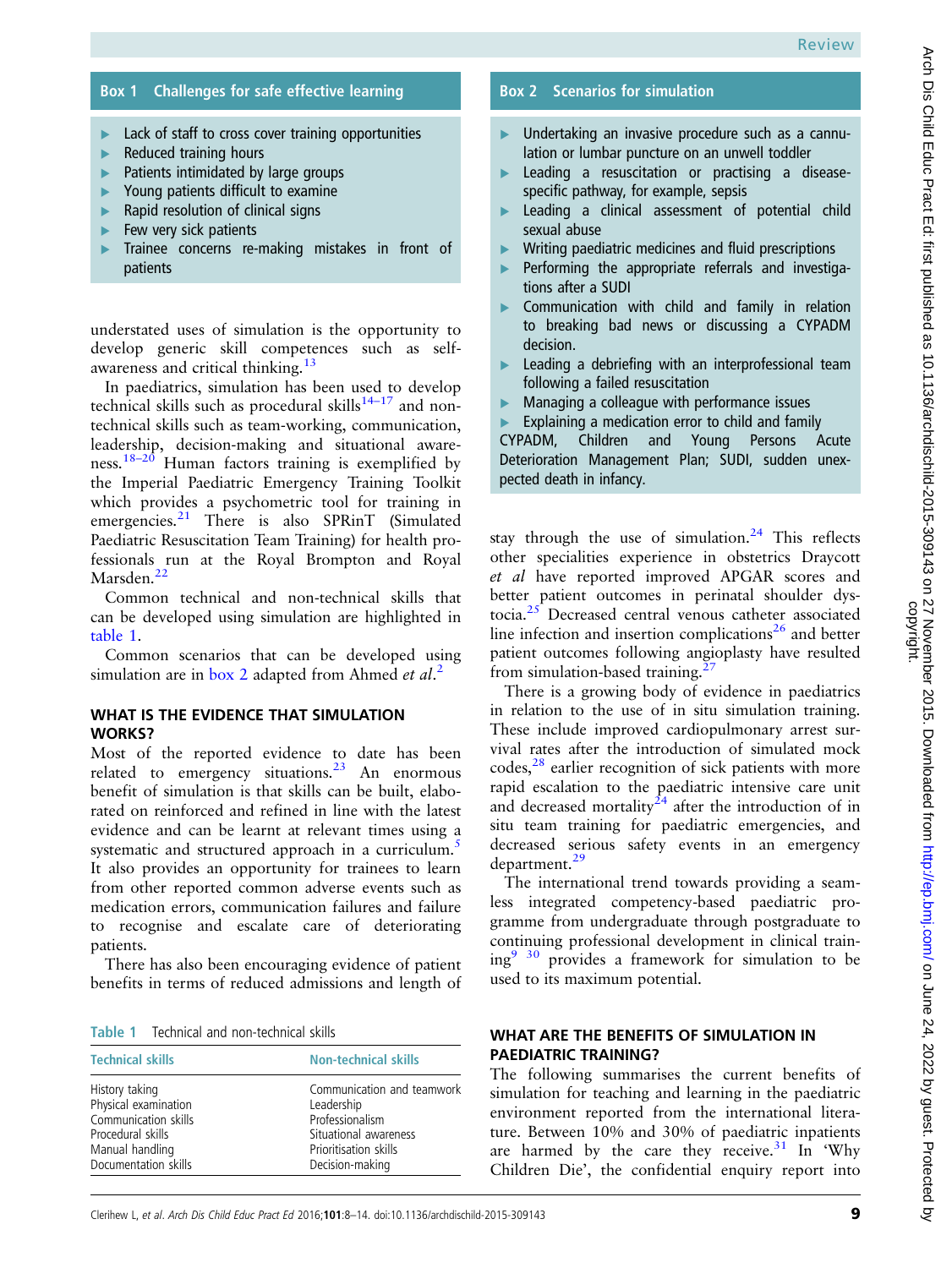**Box 1 Challenges for safe effective learning**

- Lack of staff to cross cover training opportunities
- Reduced training hours
- Patients intimidated by large groups
- Young patients difficult to examine
- Rapid resolution of clinical signs
- Few very sick patients
- Trainee concerns re-making mistakes in front of patients

understated uses of simulation is the opportunity to develop generic skill competences such as self-awareness and critical thinking.[13]

In paediatrics, simulation has been used to develop technical skills such as procedural skills[14–17] and non-technical skills such as team-working, communication, leadership, decision-making and situational awareness.[18–20] Human factors training is exemplified by the Imperial Paediatric Emergency Training Toolkit which provides a psychometric tool for training in emergencies.[21] There is also SPRinT (Simulated Paediatric Resuscitation Team Training) for health professionals run at the Royal Brompton and Royal Marsden.[22]

Common technical and non-technical skills that can be developed using simulation are highlighted in table 1.

Common scenarios that can be developed using simulation are in box 2 adapted from Ahmed *et al*.[2]

**Box 2 Scenarios for simulation**

- Undertaking an invasive procedure such as a cannulation or lumbar puncture on an unwell toddler
- Leading a resuscitation or practising a disease-specific pathway, for example, sepsis
- Leading a clinical assessment of potential child sexual abuse
- Writing paediatric medicines and fluid prescriptions
- Performing the appropriate referrals and investigations after a SUDI
- Communication with child and family in relation to breaking bad news or discussing a CYPADM decision.
- Leading a debriefing with an interprofessional team following a failed resuscitation
- Managing a colleague with performance issues
- Explaining a medication error to child and family

CYPADM, Children and Young Persons Acute Deterioration Management Plan; SUDI, sudden unexpected death in infancy.

## WHAT IS THE EVIDENCE THAT SIMULATION WORKS?

Most of the reported evidence to date has been related to emergency situations.[23] An enormous benefit of simulation is that skills can be built, elaborated on reinforced and refined in line with the latest evidence and can be learnt at relevant times using a systematic and structured approach in a curriculum.[5] It also provides an opportunity for trainees to learn from other reported common adverse events such as medication errors, communication failures and failure to recognise and escalate care of deteriorating patients.

There has also been encouraging evidence of patient benefits in terms of reduced admissions and length of stay through the use of simulation.[24] This reflects other specialities experience in obstetrics Draycott *et al* have reported improved APGAR scores and better patient outcomes in perinatal shoulder dystocia.[25] Decreased central venous catheter associated line infection and insertion complications[26] and better patient outcomes following angioplasty have resulted from simulation-based training.[27]

There is a growing body of evidence in paediatrics in relation to the use of in situ simulation training. These include improved cardiopulmonary arrest survival rates after the introduction of simulated mock codes,[28] earlier recognition of sick patients with more rapid escalation to the paediatric intensive care unit and decreased mortality[24] after the introduction of in situ team training for paediatric emergencies, and decreased serious safety events in an emergency department.[29]

The international trend towards providing a seamless integrated competency-based paediatric programme from undergraduate through postgraduate to continuing professional development in clinical training[9 30] provides a framework for simulation to be used to its maximum potential.

**Table 1** Technical and non-technical skills

| Technical skills | Non-technical skills |
|---|---|
| History taking | Communication and teamwork |
| Physical examination | Leadership |
| Communication skills | Professionalism |
| Procedural skills | Situational awareness |
| Manual handling | Prioritisation skills |
| Documentation skills | Decision-making |

## WHAT ARE THE BENEFITS OF SIMULATION IN PAEDIATRIC TRAINING?

The following summarises the current benefits of simulation for teaching and learning in the paediatric environment reported from the international literature. Between 10% and 30% of paediatric inpatients are harmed by the care they receive.[31] In 'Why Children Die', the confidential enquiry report into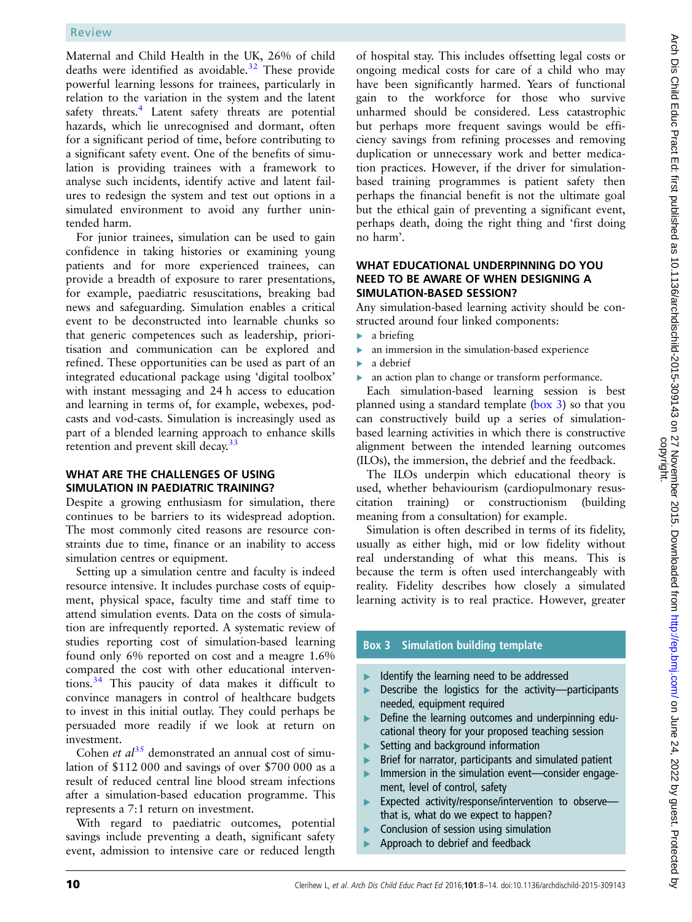Maternal and Child Health in the UK, 26% of child deaths were identified as avoidable.[32] These provide powerful learning lessons for trainees, particularly in relation to the variation in the system and the latent safety threats.[4] Latent safety threats are potential hazards, which lie unrecognised and dormant, often for a significant period of time, before contributing to a significant safety event. One of the benefits of simulation is providing trainees with a framework to analyse such incidents, identify active and latent failures to redesign the system and test out options in a simulated environment to avoid any further unintended harm.

For junior trainees, simulation can be used to gain confidence in taking histories or examining young patients and for more experienced trainees, can provide a breadth of exposure to rarer presentations, for example, paediatric resuscitations, breaking bad news and safeguarding. Simulation enables a critical event to be deconstructed into learnable chunks so that generic competences such as leadership, prioritisation and communication can be explored and refined. These opportunities can be used as part of an integrated educational package using 'digital toolbox' with instant messaging and 24 h access to education and learning in terms of, for example, webexes, podcasts and vod-casts. Simulation is increasingly used as part of a blended learning approach to enhance skills retention and prevent skill decay.[33]

## WHAT ARE THE CHALLENGES OF USING SIMULATION IN PAEDIATRIC TRAINING?

Despite a growing enthusiasm for simulation, there continues to be barriers to its widespread adoption. The most commonly cited reasons are resource constraints due to time, finance or an inability to access simulation centres or equipment.

Setting up a simulation centre and faculty is indeed resource intensive. It includes purchase costs of equipment, physical space, faculty time and staff time to attend simulation events. Data on the costs of simulation are infrequently reported. A systematic review of studies reporting cost of simulation-based learning found only 6% reported on cost and a meagre 1.6% compared the cost with other educational interventions.[34] This paucity of data makes it difficult to convince managers in control of healthcare budgets to invest in this initial outlay. They could perhaps be persuaded more readily if we look at return on investment.

Cohen *et al*[35] demonstrated an annual cost of simulation of $112 000 and savings of over $700 000 as a result of reduced central line blood stream infections after a simulation-based education programme. This represents a 7:1 return on investment.

With regard to paediatric outcomes, potential savings include preventing a death, significant safety event, admission to intensive care or reduced length of hospital stay. This includes offsetting legal costs or ongoing medical costs for care of a child who may have been significantly harmed. Years of functional gain to the workforce for those who survive unharmed should be considered. Less catastrophic but perhaps more frequent savings would be efficiency savings from refining processes and removing duplication or unnecessary work and better medication practices. However, if the driver for simulation-based training programmes is patient safety then perhaps the financial benefit is not the ultimate goal but the ethical gain of preventing a significant event, perhaps death, doing the right thing and 'first doing no harm'.

## WHAT EDUCATIONAL UNDERPINNING DO YOU NEED TO BE AWARE OF WHEN DESIGNING A SIMULATION-BASED SESSION?

Any simulation-based learning activity should be constructed around four linked components:

- a briefing
- an immersion in the simulation-based experience
- a debrief
- an action plan to change or transform performance.

Each simulation-based learning session is best planned using a standard template (box 3) so that you can constructively build up a series of simulation-based learning activities in which there is constructive alignment between the intended learning outcomes (ILOs), the immersion, the debrief and the feedback.

The ILOs underpin which educational theory is used, whether behaviourism (cardiopulmonary resuscitation training) or constructionism (building meaning from a consultation) for example.

Simulation is often described in terms of its fidelity, usually as either high, mid or low fidelity without real understanding of what this means. This is because the term is often used interchangeably with reality. Fidelity describes how closely a simulated learning activity is to real practice. However, greater

**Box 3 Simulation building template**

- Identify the learning need to be addressed
- Describe the logistics for the activity—participants needed, equipment required
- Define the learning outcomes and underpinning educational theory for your proposed teaching session
- Setting and background information
- Brief for narrator, participants and simulated patient
- Immersion in the simulation event—consider engagement, level of control, safety
- Expected activity/response/intervention to observe—that is, what do we expect to happen?
- Conclusion of session using simulation
- Approach to debrief and feedback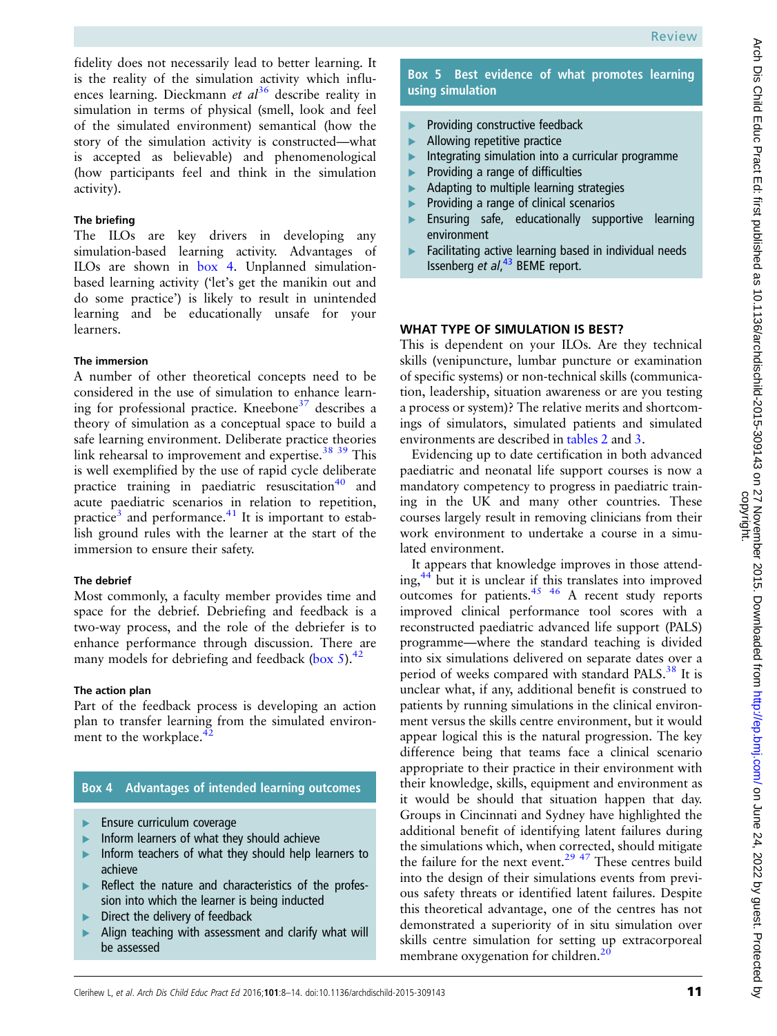fidelity does not necessarily lead to better learning. It is the reality of the simulation activity which influences learning. Dieckmann *et al*[36] describe reality in simulation in terms of physical (smell, look and feel of the simulated environment) semantical (how the story of the simulation activity is constructed—what is accepted as believable) and phenomenological (how participants feel and think in the simulation activity).

### The briefing

The ILOs are key drivers in developing any simulation-based learning activity. Advantages of ILOs are shown in box 4. Unplanned simulation-based learning activity ('let's get the manikin out and do some practice') is likely to result in unintended learning and be educationally unsafe for your learners.

### The immersion

A number of other theoretical concepts need to be considered in the use of simulation to enhance learning for professional practice. Kneebone[37] describes a theory of simulation as a conceptual space to build a safe learning environment. Deliberate practice theories link rehearsal to improvement and expertise.[38 39] This is well exemplified by the use of rapid cycle deliberate practice training in paediatric resuscitation[40] and acute paediatric scenarios in relation to repetition, practice[3] and performance.[41] It is important to establish ground rules with the learner at the start of the immersion to ensure their safety.

### The debrief

Most commonly, a faculty member provides time and space for the debrief. Debriefing and feedback is a two-way process, and the role of the debriefer is to enhance performance through discussion. There are many models for debriefing and feedback (box 5).[42]

### The action plan

Part of the feedback process is developing an action plan to transfer learning from the simulated environment to the workplace.[42]

> **Box 4 Advantages of intended learning outcomes**
>
> - Ensure curriculum coverage
> - Inform learners of what they should achieve
> - Inform teachers of what they should help learners to achieve
> - Reflect the nature and characteristics of the profession into which the learner is being inducted
> - Direct the delivery of feedback
> - Align teaching with assessment and clarify what will be assessed

> **Box 5 Best evidence of what promotes learning using simulation**
>
> - Providing constructive feedback
> - Allowing repetitive practice
> - Integrating simulation into a curricular programme
> - Providing a range of difficulties
> - Adapting to multiple learning strategies
> - Providing a range of clinical scenarios
> - Ensuring safe, educationally supportive learning environment
> - Facilitating active learning based in individual needs
>
> Issenberg *et al*,[43] BEME report.

## WHAT TYPE OF SIMULATION IS BEST?

This is dependent on your ILOs. Are they technical skills (venipuncture, lumbar puncture or examination of specific systems) or non-technical skills (communication, leadership, situation awareness or are you testing a process or system)? The relative merits and shortcomings of simulators, simulated patients and simulated environments are described in tables 2 and 3.

Evidencing up to date certification in both advanced paediatric and neonatal life support courses is now a mandatory competency to progress in paediatric training in the UK and many other countries. These courses largely result in removing clinicians from their work environment to undertake a course in a simulated environment.

It appears that knowledge improves in those attending,[44] but it is unclear if this translates into improved outcomes for patients.[45 46] A recent study reports improved clinical performance tool scores with a reconstructed paediatric advanced life support (PALS) programme—where the standard teaching is divided into six simulations delivered on separate dates over a period of weeks compared with standard PALS.[38] It is unclear what, if any, additional benefit is construed to patients by running simulations in the clinical environment versus the skills centre environment, but it would appear logical this is the natural progression. The key difference being that teams face a clinical scenario appropriate to their practice in their environment with their knowledge, skills, equipment and environment as it would be should that situation happen that day. Groups in Cincinnati and Sydney have highlighted the additional benefit of identifying latent failures during the simulations which, when corrected, should mitigate the failure for the next event.[29 47] These centres build into the design of their simulations events from previous safety threats or identified latent failures. Despite this theoretical advantage, one of the centres has not demonstrated a superiority of in situ simulation over skills centre simulation for setting up extracorporeal membrane oxygenation for children.[20]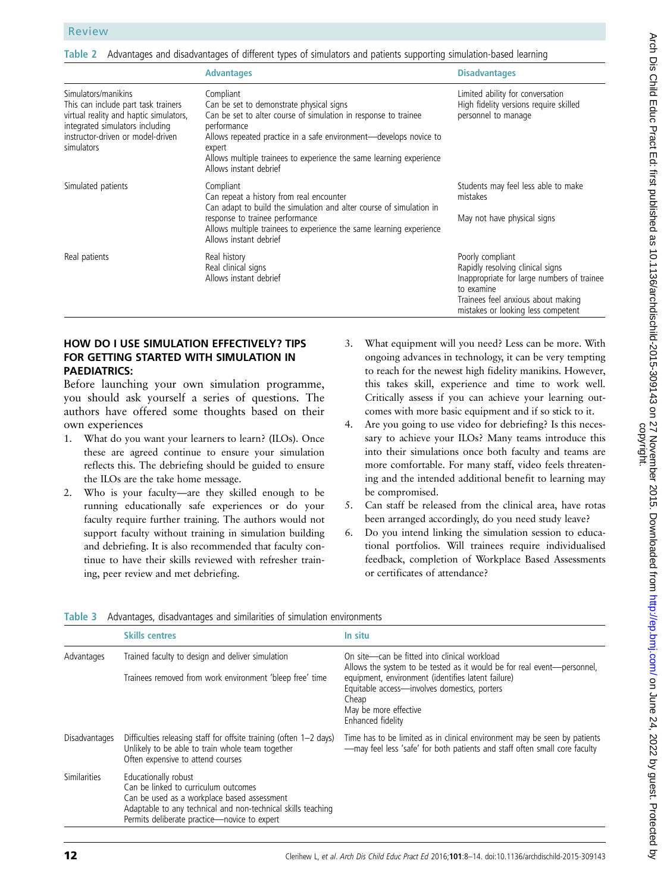Table 2 Advantages and disadvantages of different types of simulators and patients supporting simulation-based learning

| | Advantages | Disadvantages |
|---|---|---|
| Simulators/manikins<br>This can include part task trainers virtual reality and haptic simulators, integrated simulators including instructor-driven or model-driven simulators | Compliant<br>Can be set to demonstrate physical signs<br>Can be set to alter course of simulation in response to trainee performance<br>Allows repeated practice in a safe environment—develops novice to expert<br>Allows multiple trainees to experience the same learning experience<br>Allows instant debrief | Limited ability for conversation<br>High fidelity versions require skilled personnel to manage |
| Simulated patients | Compliant<br>Can repeat a history from real encounter<br>Can adapt to build the simulation and alter course of simulation in response to trainee performance<br>Allows multiple trainees to experience the same learning experience<br>Allows instant debrief | Students may feel less able to make mistakes<br>May not have physical signs |
| Real patients | Real history<br>Real clinical signs<br>Allows instant debrief | Poorly compliant<br>Rapidly resolving clinical signs<br>Inappropriate for large numbers of trainee to examine<br>Trainees feel anxious about making mistakes or looking less competent |

## HOW DO I USE SIMULATION EFFECTIVELY? TIPS FOR GETTING STARTED WITH SIMULATION IN PAEDIATRICS:

Before launching your own simulation programme, you should ask yourself a series of questions. The authors have offered some thoughts based on their own experiences

1. What do you want your learners to learn? (ILOs). Once these are agreed continue to ensure your simulation reflects this. The debriefing should be guided to ensure the ILOs are the take home message.
2. Who is your faculty—are they skilled enough to be running educationally safe experiences or do your faculty require further training. The authors would not support faculty without training in simulation building and debriefing. It is also recommended that faculty continue to have their skills reviewed with refresher training, peer review and met debriefing.
3. What equipment will you need? Less can be more. With ongoing advances in technology, it can be very tempting to reach for the newest high fidelity manikins. However, this takes skill, experience and time to work well. Critically assess if you can achieve your learning outcomes with more basic equipment and if so stick to it.
4. Are you going to use video for debriefing? Is this necessary to achieve your ILOs? Many teams introduce this into their simulations once both faculty and teams are more comfortable. For many staff, video feels threatening and the intended additional benefit to learning may be compromised.
5. Can staff be released from the clinical area, have rotas been arranged accordingly, do you need study leave?
6. Do you intend linking the simulation session to educational portfolios. Will trainees require individualised feedback, completion of Workplace Based Assessments or certificates of attendance?

Table 3 Advantages, disadvantages and similarities of simulation environments

| | Skills centres | In situ |
|---|---|---|
| Advantages | Trained faculty to design and deliver simulation<br>Trainees removed from work environment 'bleep free' time | On site—can be fitted into clinical workload<br>Allows the system to be tested as it would be for real event—personnel, equipment, environment (identifies latent failure)<br>Equitable access—involves domestics, porters<br>Cheap<br>May be more effective<br>Enhanced fidelity |
| Disadvantages | Difficulties releasing staff for offsite training (often 1–2 days)<br>Unlikely to be able to train whole team together<br>Often expensive to attend courses | Time has to be limited as in clinical environment may be seen by patients—may feel less 'safe' for both patients and staff often small core faculty |
| Similarities | Educationally robust<br>Can be linked to curriculum outcomes<br>Can be used as a workplace based assessment<br>Adaptable to any technical and non-technical skills teaching<br>Permits deliberate practice—novice to expert | |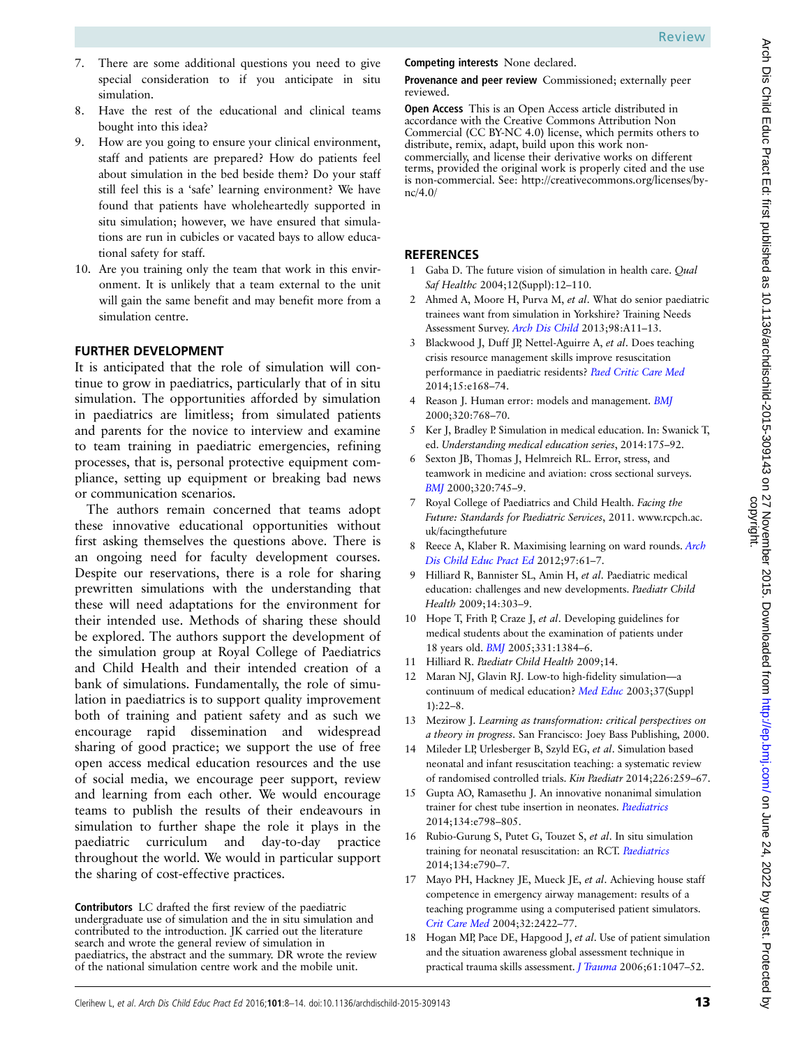7. There are some additional questions you need to give special consideration to if you anticipate in situ simulation.
8. Have the rest of the educational and clinical teams bought into this idea?
9. How are you going to ensure your clinical environment, staff and patients are prepared? How do patients feel about simulation in the bed beside them? Do your staff still feel this is a 'safe' learning environment? We have found that patients have wholeheartedly supported in situ simulation; however, we have ensured that simulations are run in cubicles or vacated bays to allow educational safety for staff.
10. Are you training only the team that work in this environment. It is unlikely that a team external to the unit will gain the same benefit and may benefit more from a simulation centre.

## FURTHER DEVELOPMENT

It is anticipated that the role of simulation will continue to grow in paediatrics, particularly that of in situ simulation. The opportunities afforded by simulation in paediatrics are limitless; from simulated patients and parents for the novice to interview and examine to team training in paediatric emergencies, refining processes, that is, personal protective equipment compliance, setting up equipment or breaking bad news or communication scenarios.

The authors remain concerned that teams adopt these innovative educational opportunities without first asking themselves the questions above. There is an ongoing need for faculty development courses. Despite our reservations, there is a role for sharing prewritten simulations with the understanding that these will need adaptations for the environment for their intended use. Methods of sharing these should be explored. The authors support the development of the simulation group at Royal College of Paediatrics and Child Health and their intended creation of a bank of simulations. Fundamentally, the role of simulation in paediatrics is to support quality improvement both of training and patient safety and as such we encourage rapid dissemination and widespread sharing of good practice; we support the use of free open access medical education resources and the use of social media, we encourage peer support, review and learning from each other. We would encourage teams to publish the results of their endeavours in simulation to further shape the role it plays in the paediatric curriculum and day-to-day practice throughout the world. We would in particular support the sharing of cost-effective practices.

**Contributors** LC drafted the first review of the paediatric undergraduate use of simulation and the in situ simulation and contributed to the introduction. JK carried out the literature search and wrote the general review of simulation in paediatrics, the abstract and the summary. DR wrote the review of the national simulation centre work and the mobile unit.

**Competing interests** None declared.

**Provenance and peer review** Commissioned; externally peer reviewed.

**Open Access** This is an Open Access article distributed in accordance with the Creative Commons Attribution Non Commercial (CC BY-NC 4.0) license, which permits others to distribute, remix, adapt, build upon this work non-commercially, and license their derivative works on different terms, provided the original work is properly cited and the use is non-commercial. See: http://creativecommons.org/licenses/by-nc/4.0/

## REFERENCES

1. Gaba D. The future vision of simulation in health care. *Qual Saf Healthc* 2004;12(Suppl):12–110.
2. Ahmed A, Moore H, Purva M, *et al*. What do senior paediatric trainees want from simulation in Yorkshire? Training Needs Assessment Survey. *Arch Dis Child* 2013;98:A11–13.
3. Blackwood J, Duff JP, Nettel-Aguirre A, *et al*. Does teaching crisis resource management skills improve resuscitation performance in paediatric residents? *Paed Critic Care Med* 2014;15:e168–74.
4. Reason J. Human error: models and management. *BMJ* 2000;320:768–70.
5. Ker J, Bradley P. Simulation in medical education. In: Swanick T, ed. *Understanding medical education series*, 2014:175–92.
6. Sexton JB, Thomas J, Helmreich RL. Error, stress, and teamwork in medicine and aviation: cross sectional surveys. *BMJ* 2000;320:745–9.
7. Royal College of Paediatrics and Child Health. *Facing the Future: Standards for Paediatric Services*, 2011. www.rcpch.ac.uk/facingthefuture
8. Reece A, Klaber R. Maximising learning on ward rounds. *Arch Dis Child Educ Pract Ed* 2012;97:61–7.
9. Hilliard R, Bannister SL, Amin H, *et al*. Paediatric medical education: challenges and new developments. *Paediatr Child Health* 2009;14:303–9.
10. Hope T, Frith P, Craze J, *et al*. Developing guidelines for medical students about the examination of patients under 18 years old. *BMJ* 2005;331:1384–6.
11. Hilliard R. *Paediatr Child Health* 2009;14.
12. Maran NJ, Glavin RJ. Low-to high-fidelity simulation—a continuum of medical education? *Med Educ* 2003;37(Suppl 1):22–8.
13. Mezirow J. *Learning as transformation: critical perspectives on a theory in progress*. San Francisco: Joey Bass Publishing, 2000.
14. Mileder LP, Urlesberger B, Szyld EG, *et al*. Simulation based neonatal and infant resuscitation teaching: a systematic review of randomised controlled trials. *Kin Paediatr* 2014;226:259–67.
15. Gupta AO, Ramasethu J. An innovative nonanimal simulation trainer for chest tube insertion in neonates. *Paediatrics* 2014;134:e798–805.
16. Rubio-Gurung S, Putet G, Touzet S, *et al*. In situ simulation training for neonatal resuscitation: an RCT. *Paediatrics* 2014;134:e790–7.
17. Mayo PH, Hackney JE, Mueck JE, *et al*. Achieving house staff competence in emergency airway management: results of a teaching programme using a computerised patient simulators. *Crit Care Med* 2004;32:2422–77.
18. Hogan MP, Pace DE, Hapgood J, *et al*. Use of patient simulation and the situation awareness global assessment technique in practical trauma skills assessment. *J Trauma* 2006;61:1047–52.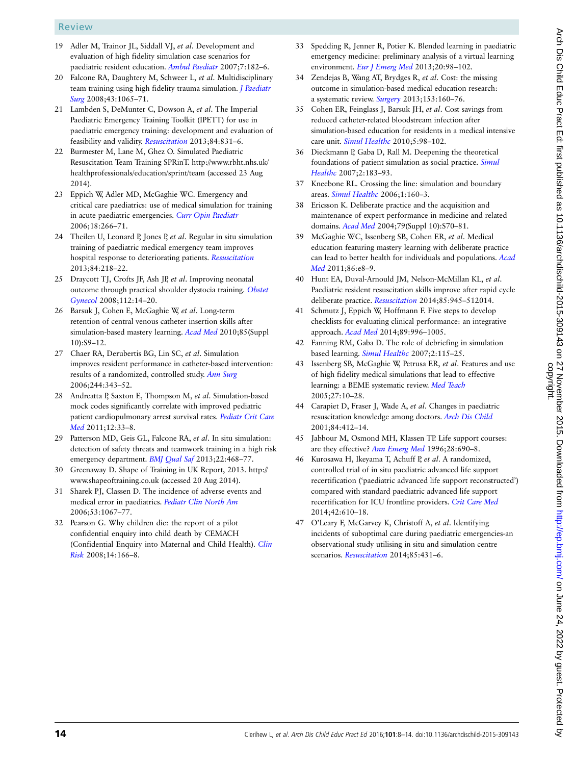19 Adler M, Trainor JL, Siddall VJ, *et al*. Development and evaluation of high fidelity simulation case scenarios for paediatric resident education. *Ambul Paediatr* 2007;7:182–6.

20 Falcone RA, Daughtery M, Schweer L, *et al*. Multidisciplinary team training using high fidelity trauma simulation. *J Paediatr Surg* 2008;43:1065–71.

21 Lambden S, DeMunter C, Dowson A, *et al*. The Imperial Paediatric Emergency Training Toolkit (IPETT) for use in paediatric emergency training: development and evaluation of feasibility and validity. *Resuscitation* 2013;84:831–6.

22 Burmester M, Lane M, Ghez O. Simulated Paediatric Resuscitation Team Training SPRinT. http://www.rbht.nhs.uk/healthprofessionals/education/sprint/team (accessed 23 Aug 2014).

23 Eppich W, Adler MD, McGaghie WC. Emergency and critical care paediatrics: use of medical simulation for training in acute paediatric emergencies. *Curr Opin Paediatr* 2006;18:266–71.

24 Theilen U, Leonard P, Jones P, *et al*. Regular in situ simulation training of paediatric medical emergency team improves hospital response to deteriorating patients. *Resuscitation* 2013;84:218–22.

25 Draycott TJ, Crofts JF, Ash JP, *et al*. Improving neonatal outcome through practical shoulder dystocia training. *Obstet Gynecol* 2008;112:14–20.

26 Barsuk J, Cohen E, McGaghie W, *et al*. Long-term retention of central venous catheter insertion skills after simulation-based mastery learning. *Acad Med* 2010;85(Suppl 10):S9–12.

27 Chaer RA, Derubertis BG, Lin SC, *et al*. Simulation improves resident performance in catheter-based intervention: results of a randomized, controlled study. *Ann Surg* 2006;244:343–52.

28 Andreatta P, Saxton E, Thompson M, *et al*. Simulation-based mock codes significantly correlate with improved pediatric patient cardiopulmonary arrest survival rates. *Pediatr Crit Care Med* 2011;12:33–8.

29 Patterson MD, Geis GL, Falcone RA, *et al*. In situ simulation: detection of safety threats and teamwork training in a high risk emergency department. *BMJ Qual Saf* 2013;22:468–77.

30 Greenaway D. Shape of Training in UK Report, 2013. http://www.shapeoftraining.co.uk (accessed 20 Aug 2014).

31 Sharek PJ, Classen D. The incidence of adverse events and medical error in paediatrics. *Pediatr Clin North Am* 2006;53:1067–77.

32 Pearson G. Why children die: the report of a pilot confidential enquiry into child death by CEMACH (Confidential Enquiry into Maternal and Child Health). *Clin Risk* 2008;14:166–8.

33 Spedding R, Jenner R, Potier K. Blended learning in paediatric emergency medicine: preliminary analysis of a virtual learning environment. *Eur J Emerg Med* 2013;20:98–102.

34 Zendejas B, Wang AT, Brydges R, *et al*. Cost: the missing outcome in simulation-based medical education research: a systematic review. *Surgery* 2013;153:160–76.

35 Cohen ER, Feinglass J, Barsuk JH, *et al*. Cost savings from reduced catheter-related bloodstream infection after simulation-based education for residents in a medical intensive care unit. *Simul Healthc* 2010;5:98–102.

36 Dieckmann P, Gaba D, Rall M. Deepening the theoretical foundations of patient simulation as social practice. *Simul Healthc* 2007;2:183–93.

37 Kneebone RL. Crossing the line: simulation and boundary areas. *Simul Healthc* 2006;1:160–3.

38 Ericsson K. Deliberate practice and the acquisition and maintenance of expert performance in medicine and related domains. *Acad Med* 2004;79(Suppl 10):S70–81.

39 McGaghie WC, Issenberg SB, Cohen ER, *et al*. Medical education featuring mastery learning with deliberate practice can lead to better health for individuals and populations. *Acad Med* 2011;86:e8–9.

40 Hunt EA, Duval-Arnould JM, Nelson-McMillan KL, *et al*. Paediatric resident resuscitation skills improve after rapid cycle deliberate practice. *Resuscitation* 2014;85:945–512014.

41 Schmutz J, Eppich W, Hoffmann F. Five steps to develop checklists for evaluating clinical performance: an integrative approach. *Acad Med* 2014;89:996–1005.

42 Fanning RM, Gaba D. The role of debriefing in simulation based learning. *Simul Healthc* 2007;2:115–25.

43 Issenberg SB, McGaghie W, Petrusa ER, *et al*. Features and use of high fidelity medical simulations that lead to effective learning: a BEME systematic review. *Med Teach* 2005;27:10–28.

44 Carapiet D, Fraser J, Wade A, *et al*. Changes in paediatric resuscitation knowledge among doctors. *Arch Dis Child* 2001;84:412–14.

45 Jabbour M, Osmond MH, Klassen TP. Life support courses: are they effective? *Ann Emerg Med* 1996;28:690–8.

46 Kurosawa H, Ikeyama T, Achuff P, *et al*. A randomized, controlled trial of in situ paediatric advanced life support recertification ('paediatric advanced life support reconstructed') compared with standard paediatric advanced life support recertification for ICU frontline providers. *Crit Care Med* 2014;42:610–18.

47 O'Leary F, McGarvey K, Christoff A, *et al*. Identifying incidents of suboptimal care during paediatric emergencies-an observational study utilising in situ and simulation centre scenarios. *Resuscitation* 2014;85:431–6.